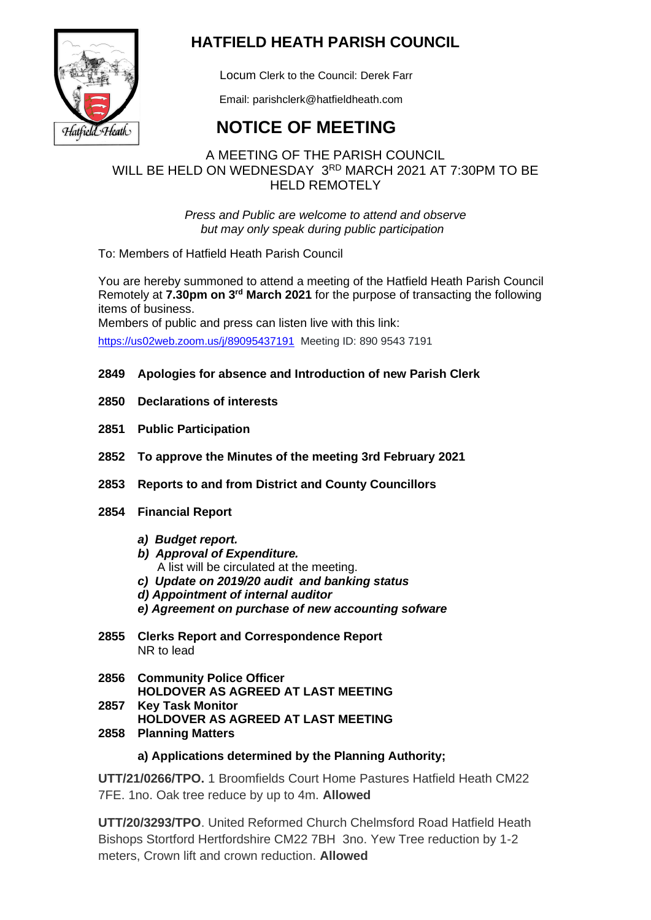# HATFIELD HEATH PARISH COUNCIL

Locum Clerk to the Council: Derek Farr

Email: parishclerk@hatfieldheath.com

# NOTICE OF MEETING

A MEETING OF THE PARISH COUNCIL WILL BE HELD ON WEDNESDAY 3RD MARCH 2021 AT 7:30PM TO BE HELD REMOTELY

*Press and Public are welcome to attend and observe but may only speak during public participation*

To: Members of Hatfield Heath Parish Council

You are hereby summoned to attend a meeting of the Hatfield Heath Parish Council Remotely at **7.30pm on 3rd March 2021** for the purpose of transacting the following items of business.

Members of public and press can listen live with this link:

https://us02web.zoom.us/j/89095437191 Meeting ID: 890 9543 7191

**2849 Apologies for absence and Introduction of new Parish Clerk**

**2850 Declarations of interests**

**2851 Public Participation**

**2852 To approve the Minutes of the meeting 3rd February 2021**

**2853 Reports to and from District and County Councillors**

**2854 Financial Report**

- ***a) Budget report.***
- ***b) Approval of Expenditure.*** A list will be circulated at the meeting.
- ***c) Update on 2019/20 audit and banking status***
- ***d) Appointment of internal auditor***
- ***e) Agreement on purchase of new accounting sofware***

**2855 Clerks Report and Correspondence Report**
NR to lead

**2856 Community Police Officer**
**HOLDOVER AS AGREED AT LAST MEETING**

**2857 Key Task Monitor**
**HOLDOVER AS AGREED AT LAST MEETING**

**2858 Planning Matters**

**a) Applications determined by the Planning Authority;**

**UTT/21/0266/TPO.** 1 Broomfields Court Home Pastures Hatfield Heath CM22 7FE. 1no. Oak tree reduce by up to 4m. **Allowed**

**UTT/20/3293/TPO**. United Reformed Church Chelmsford Road Hatfield Heath Bishops Stortford Hertfordshire CM22 7BH 3no. Yew Tree reduction by 1-2 meters, Crown lift and crown reduction. **Allowed**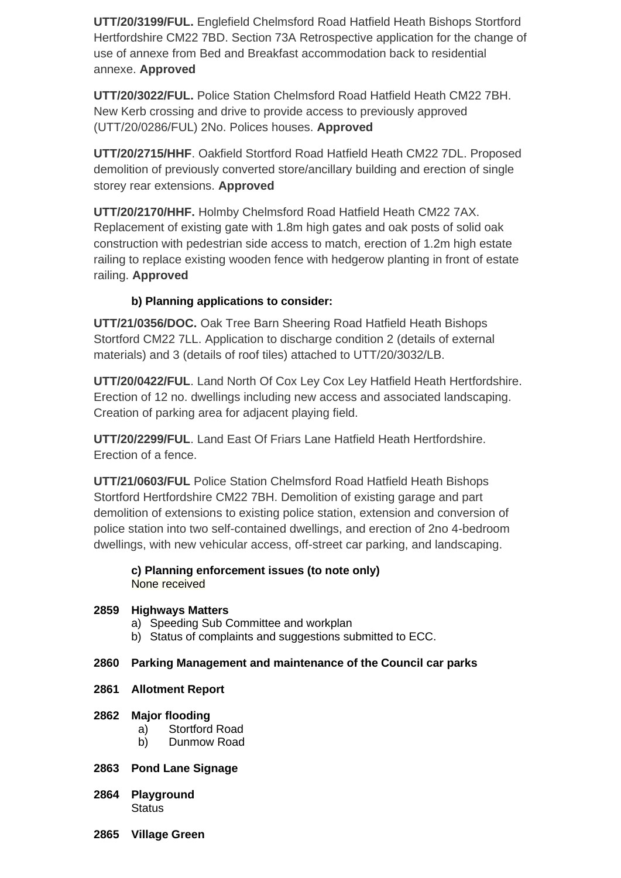**UTT/20/3199/FUL.** Englefield Chelmsford Road Hatfield Heath Bishops Stortford Hertfordshire CM22 7BD. Section 73A Retrospective application for the change of use of annexe from Bed and Breakfast accommodation back to residential annexe. **Approved**

**UTT/20/3022/FUL.** Police Station Chelmsford Road Hatfield Heath CM22 7BH. New Kerb crossing and drive to provide access to previously approved (UTT/20/0286/FUL) 2No. Polices houses. **Approved**

**UTT/20/2715/HHF**. Oakfield Stortford Road Hatfield Heath CM22 7DL. Proposed demolition of previously converted store/ancillary building and erection of single storey rear extensions. **Approved**

**UTT/20/2170/HHF.** Holmby Chelmsford Road Hatfield Heath CM22 7AX. Replacement of existing gate with 1.8m high gates and oak posts of solid oak construction with pedestrian side access to match, erection of 1.2m high estate railing to replace existing wooden fence with hedgerow planting in front of estate railing. **Approved**

**b) Planning applications to consider:**

**UTT/21/0356/DOC.** Oak Tree Barn Sheering Road Hatfield Heath Bishops Stortford CM22 7LL. Application to discharge condition 2 (details of external materials) and 3 (details of roof tiles) attached to UTT/20/3032/LB.

**UTT/20/0422/FUL**. Land North Of Cox Ley Cox Ley Hatfield Heath Hertfordshire. Erection of 12 no. dwellings including new access and associated landscaping. Creation of parking area for adjacent playing field.

**UTT/20/2299/FUL**. Land East Of Friars Lane Hatfield Heath Hertfordshire. Erection of a fence.

**UTT/21/0603/FUL** Police Station Chelmsford Road Hatfield Heath Bishops Stortford Hertfordshire CM22 7BH. Demolition of existing garage and part demolition of extensions to existing police station, extension and conversion of police station into two self-contained dwellings, and erection of 2no 4-bedroom dwellings, with new vehicular access, off-street car parking, and landscaping.

**c) Planning enforcement issues (to note only)**
None received

**2859 Highways Matters**

a) Speeding Sub Committee and workplan
b) Status of complaints and suggestions submitted to ECC.

**2860 Parking Management and maintenance of the Council car parks**

**2861 Allotment Report**

**2862 Major flooding**

a) Stortford Road
b) Dunmow Road

**2863 Pond Lane Signage**

**2864 Playground**
Status

**2865 Village Green**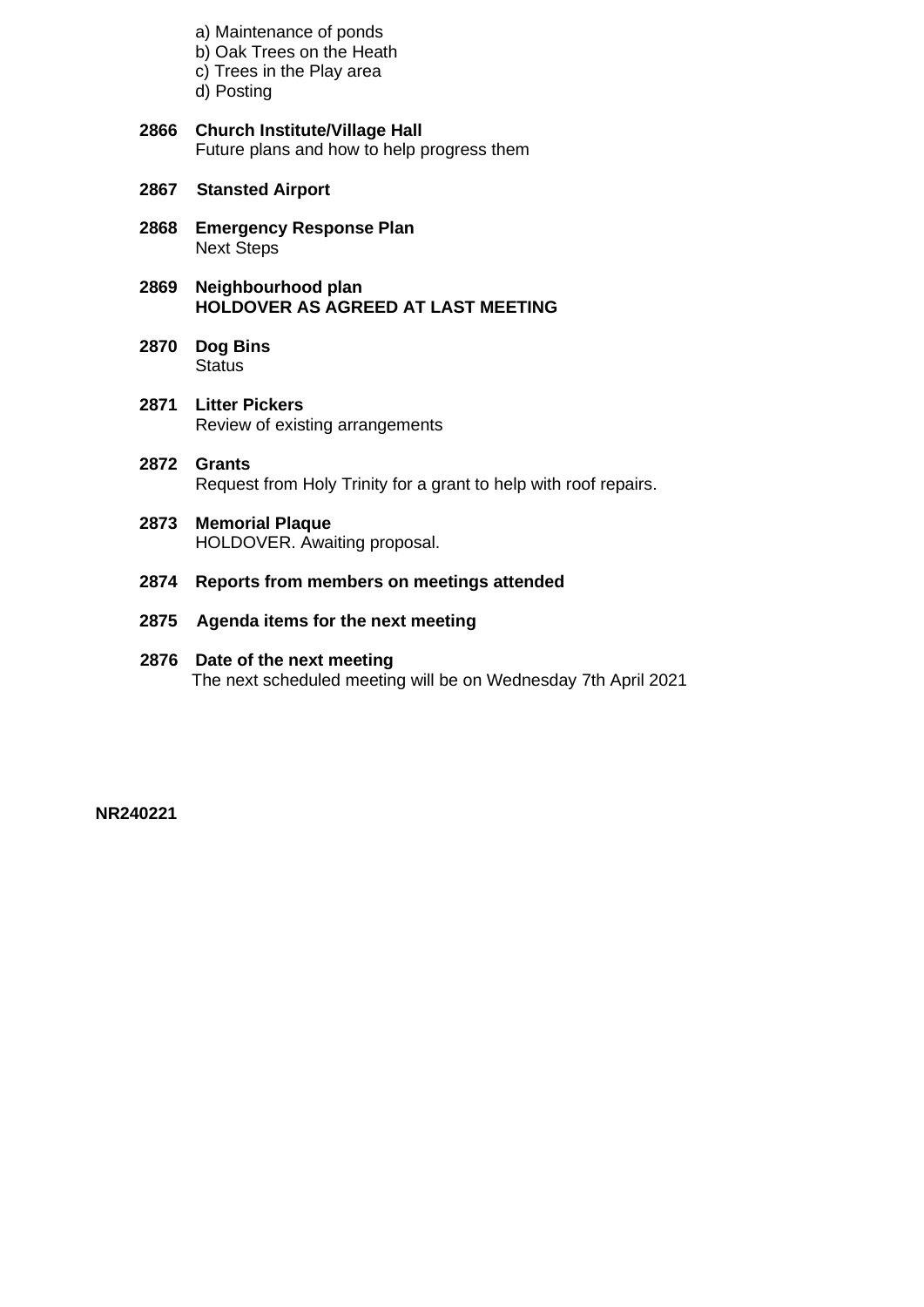a) Maintenance of ponds
b) Oak Trees on the Heath
c) Trees in the Play area
d) Posting

**2866 Church Institute/Village Hall**
Future plans and how to help progress them

**2867 Stansted Airport**

**2868 Emergency Response Plan**
Next Steps

**2869 Neighbourhood plan**
**HOLDOVER AS AGREED AT LAST MEETING**

**2870 Dog Bins**
Status

**2871 Litter Pickers**
Review of existing arrangements

**2872 Grants**
Request from Holy Trinity for a grant to help with roof repairs.

**2873 Memorial Plaque**
HOLDOVER. Awaiting proposal.

**2874 Reports from members on meetings attended**

**2875 Agenda items for the next meeting**

**2876 Date of the next meeting**
The next scheduled meeting will be on Wednesday 7th April 2021

**NR240221**